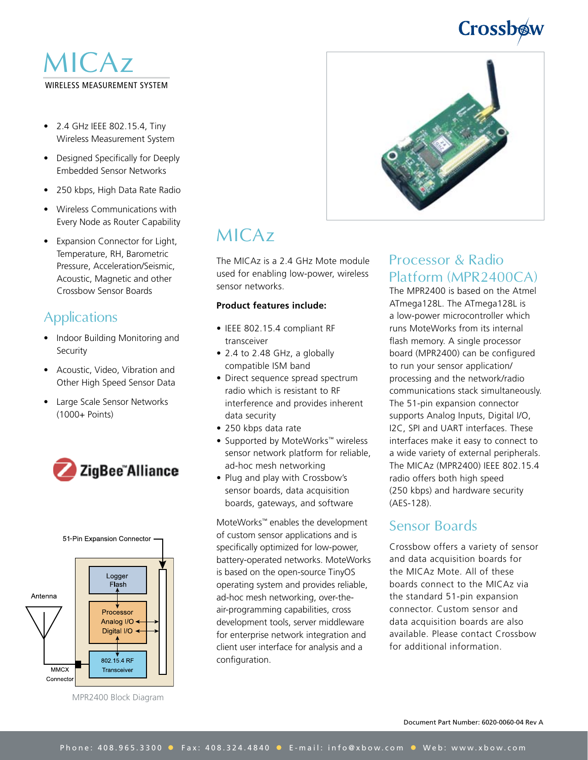# MICAz

WIRELESS MEASUREMENT SYSTEM

- 2.4 GHz IEEE 802.15.4, Tiny Wireless Measurement System
- Designed Specifically for Deeply Embedded Sensor Networks
- 250 kbps, High Data Rate Radio
- Wireless Communications with Every Node as Router Capability
- Expansion Connector for Light, Temperature, RH, Barometric Pressure, Acceleration/Seismic, Acoustic, Magnetic and other Crossbow Sensor Boards

## Applications

- Indoor Building Monitoring and Security
- Acoustic, Video, Vibration and Other High Speed Sensor Data
- Large Scale Sensor Networks (1000+ Points)

51-Pin Expansion Connector

Antenna

Logger Flash

Processor Analog I/O Digital I/O

802.15.4 RF Transceiver

MMCX Connector

MPR2400 Block Diagram

## MICAz

The MICAz is a 2.4 GHz Mote module used for enabling low-power, wireless sensor networks.

**Product features include:**

- IEEE 802.15.4 compliant RF transceiver
- 2.4 to 2.48 GHz, a globally compatible ISM band
- Direct sequence spread spectrum radio which is resistant to RF interference and provides inherent data security
- 250 kbps data rate
- Supported by MoteWorks™ wireless sensor network platform for reliable, ad-hoc mesh networking
- Plug and play with Crossbow's sensor boards, data acquisition boards, gateways, and software

MoteWorks™ enables the development of custom sensor applications and is specifically optimized for low-power, battery-operated networks. MoteWorks is based on the open-source TinyOS operating system and provides reliable, ad-hoc mesh networking, over-the-air-programming capabilities, cross development tools, server middleware for enterprise network integration and client user interface for analysis and a configuration.

## Processor & Radio Platform (MPR2400CA)

The MPR2400 is based on the Atmel ATmega128L. The ATmega128L is a low-power microcontroller which runs MoteWorks from its internal flash memory. A single processor board (MPR2400) can be configured to run your sensor application/processing and the network/radio communications stack simultaneously. The 51-pin expansion connector supports Analog Inputs, Digital I/O, I2C, SPI and UART interfaces. These interfaces make it easy to connect to a wide variety of external peripherals. The MICAz (MPR2400) IEEE 802.15.4 radio offers both high speed (250 kbps) and hardware security (AES-128).

## Sensor Boards

Crossbow offers a variety of sensor and data acquisition boards for the MICAz Mote. All of these boards connect to the MICAz via the standard 51-pin expansion connector. Custom sensor and data acquisition boards are also available. Please contact Crossbow for additional information.

Document Part Number: 6020-0060-04 Rev A

Phone: 408.965.3300 ● Fax: 408.324.4840 ● E-mail: info@xbow.com ● Web: www.xbow.com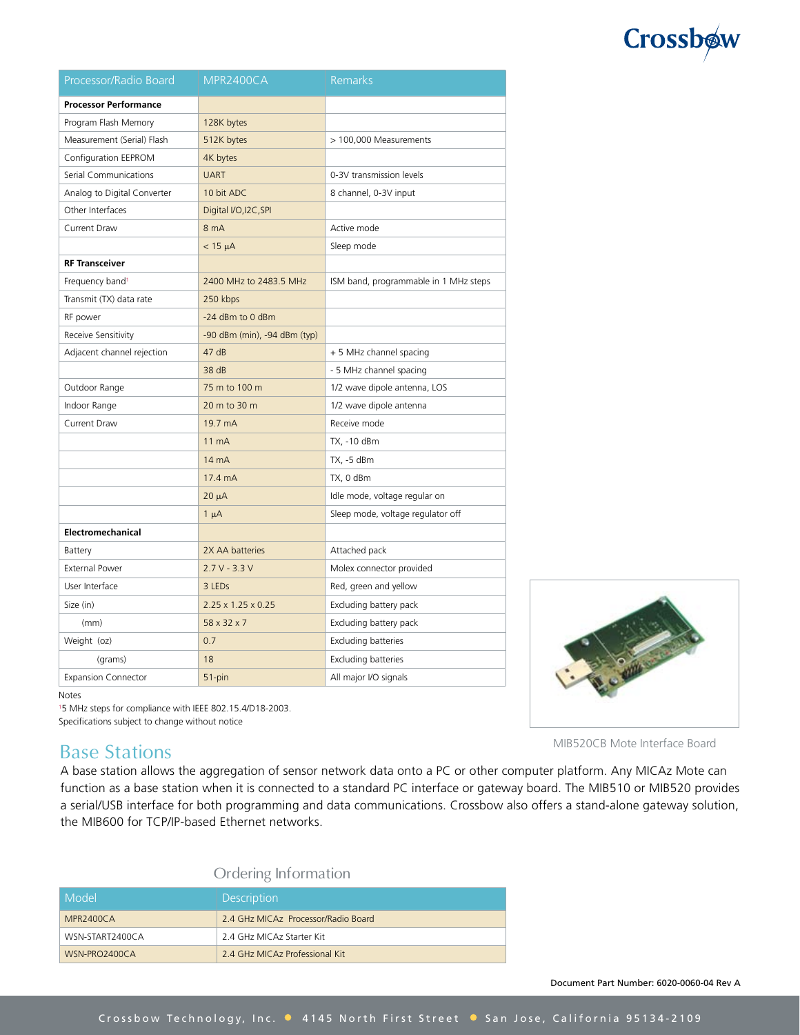| Processor/Radio Board | MPR2400CA | Remarks |
|---|---|---|
| **Processor Performance** | | |
| Program Flash Memory | 128K bytes | |
| Measurement (Serial) Flash | 512K bytes | > 100,000 Measurements |
| Configuration EEPROM | 4K bytes | |
| Serial Communications | UART | 0-3V transmission levels |
| Analog to Digital Converter | 10 bit ADC | 8 channel, 0-3V input |
| Other Interfaces | Digital I/O,I2C,SPI | |
| Current Draw | 8 mA | Active mode |
| | < 15 μA | Sleep mode |
| **RF Transceiver** | | |
| Frequency band[1] | 2400 MHz to 2483.5 MHz | ISM band, programmable in 1 MHz steps |
| Transmit (TX) data rate | 250 kbps | |
| RF power | -24 dBm to 0 dBm | |
| Receive Sensitivity | -90 dBm (min), -94 dBm (typ) | |
| Adjacent channel rejection | 47 dB | + 5 MHz channel spacing |
| | 38 dB | - 5 MHz channel spacing |
| Outdoor Range | 75 m to 100 m | 1/2 wave dipole antenna, LOS |
| Indoor Range | 20 m to 30 m | 1/2 wave dipole antenna |
| Current Draw | 19.7 mA | Receive mode |
| | 11 mA | TX, -10 dBm |
| | 14 mA | TX, -5 dBm |
| | 17.4 mA | TX, 0 dBm |
| | 20 μA | Idle mode, voltage regular on |
| | 1 μA | Sleep mode, voltage regulator off |
| **Electromechanical** | | |
| Battery | 2X AA batteries | Attached pack |
| External Power | 2.7 V - 3.3 V | Molex connector provided |
| User Interface | 3 LEDs | Red, green and yellow |
| Size (in) | 2.25 x 1.25 x 0.25 | Excluding battery pack |
| (mm) | 58 x 32 x 7 | Excluding battery pack |
| Weight (oz) | 0.7 | Excluding batteries |
| (grams) | 18 | Excluding batteries |
| Expansion Connector | 51-pin | All major I/O signals |

Notes

[1]5 MHz steps for compliance with IEEE 802.15.4/D18-2003.

Specifications subject to change without notice

MIB520CB Mote Interface Board

## Base Stations

A base station allows the aggregation of sensor network data onto a PC or other computer platform. Any MICAz Mote can function as a base station when it is connected to a standard PC interface or gateway board. The MIB510 or MIB520 provides a serial/USB interface for both programming and data communications. Crossbow also offers a stand-alone gateway solution, the MIB600 for TCP/IP-based Ethernet networks.

### Ordering Information

| Model | Description |
|---|---|
| MPR2400CA | 2.4 GHz MICAz Processor/Radio Board |
| WSN-START2400CA | 2.4 GHz MICAz Starter Kit |
| WSN-PRO2400CA | 2.4 GHz MICAz Professional Kit |

Document Part Number: 6020-0060-04 Rev A

Crossbow Technology, Inc. • 4145 North First Street • San Jose, California 95134-2109